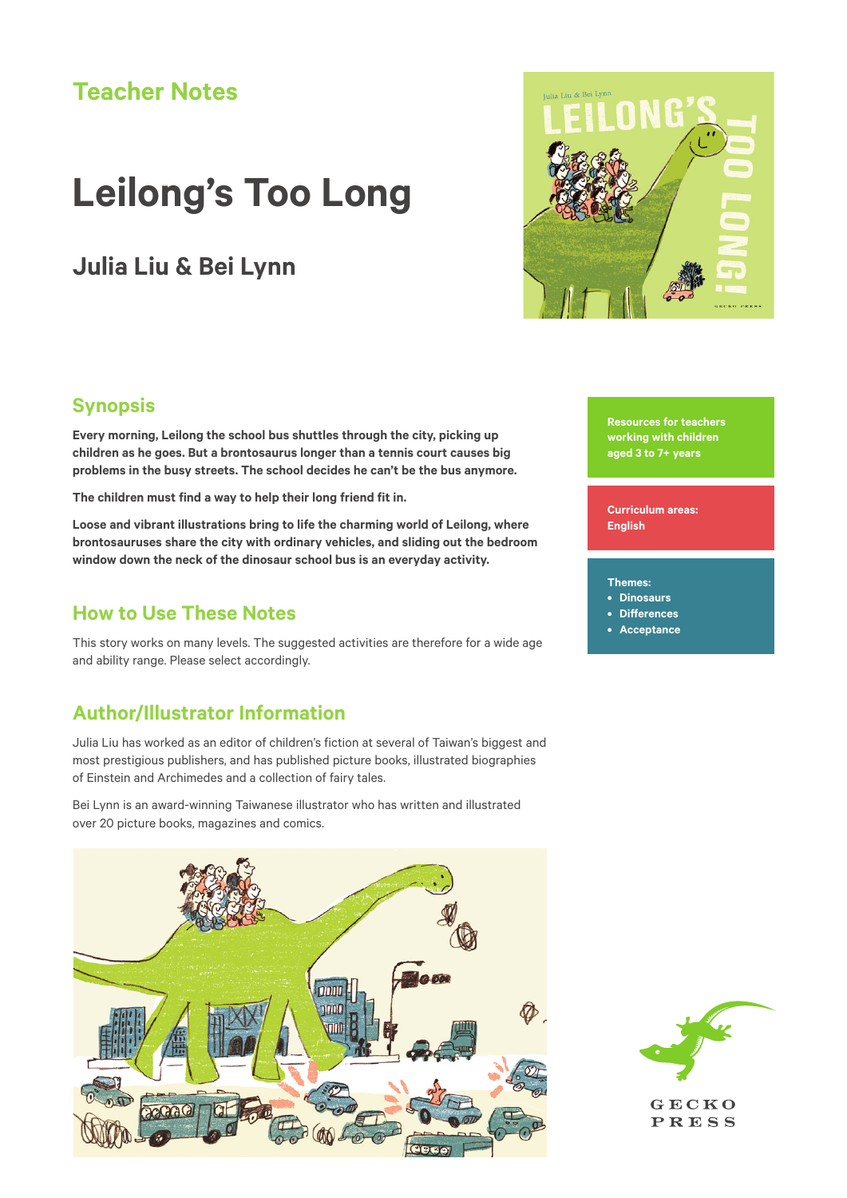## Teacher Notes

# Leilong's Too Long

### Julia Liu & Bei Lynn

Resources for teachers working with children aged 3 to 7+ years

Curriculum areas: English

Themes:
- Dinosaurs
- Differences
- Acceptance

## Synopsis

**Every morning, Leilong the school bus shuttles through the city, picking up children as he goes. But a brontosaurus longer than a tennis court causes big problems in the busy streets. The school decides he can't be the bus anymore.**

**The children must find a way to help their long friend fit in.**

**Loose and vibrant illustrations bring to life the charming world of Leilong, where brontosauruses share the city with ordinary vehicles, and sliding out the bedroom window down the neck of the dinosaur school bus is an everyday activity.**

## How to Use These Notes

This story works on many levels. The suggested activities are therefore for a wide age and ability range. Please select accordingly.

## Author/Illustrator Information

Julia Liu has worked as an editor of children's fiction at several of Taiwan's biggest and most prestigious publishers, and has published picture books, illustrated biographies of Einstein and Archimedes and a collection of fairy tales.

Bei Lynn is an award-winning Taiwanese illustrator who has written and illustrated over 20 picture books, magazines and comics.

GECKO PRESS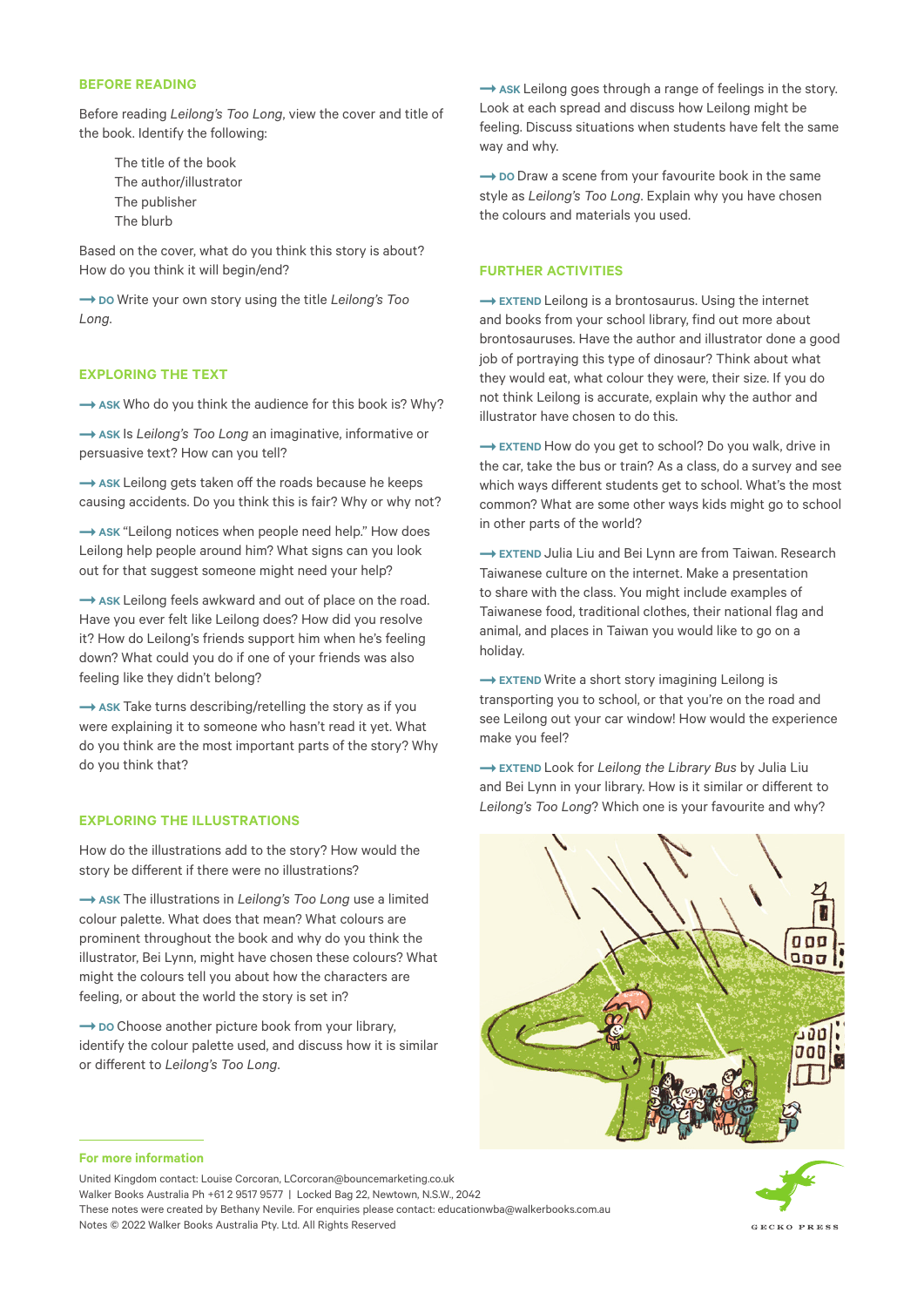## BEFORE READING

Before reading *Leilong's Too Long*, view the cover and title of the book. Identify the following:

- The title of the book
- The author/illustrator
- The publisher
- The blurb

Based on the cover, what do you think this story is about? How do you think it will begin/end?

→ **DO** Write your own story using the title *Leilong's Too Long*.

## EXPLORING THE TEXT

→ **ASK** Who do you think the audience for this book is? Why?

→ **ASK** Is *Leilong's Too Long* an imaginative, informative or persuasive text? How can you tell?

→ **ASK** Leilong gets taken off the roads because he keeps causing accidents. Do you think this is fair? Why or why not?

→ **ASK** "Leilong notices when people need help." How does Leilong help people around him? What signs can you look out for that suggest someone might need your help?

→ **ASK** Leilong feels awkward and out of place on the road. Have you ever felt like Leilong does? How did you resolve it? How do Leilong's friends support him when he's feeling down? What could you do if one of your friends was also feeling like they didn't belong?

→ **ASK** Take turns describing/retelling the story as if you were explaining it to someone who hasn't read it yet. What do you think are the most important parts of the story? Why do you think that?

## EXPLORING THE ILLUSTRATIONS

How do the illustrations add to the story? How would the story be different if there were no illustrations?

→ **ASK** The illustrations in *Leilong's Too Long* use a limited colour palette. What does that mean? What colours are prominent throughout the book and why do you think the illustrator, Bei Lynn, might have chosen these colours? What might the colours tell you about how the characters are feeling, or about the world the story is set in?

→ **DO** Choose another picture book from your library, identify the colour palette used, and discuss how it is similar or different to *Leilong's Too Long*.

→ **ASK** Leilong goes through a range of feelings in the story. Look at each spread and discuss how Leilong might be feeling. Discuss situations when students have felt the same way and why.

→ **DO** Draw a scene from your favourite book in the same style as *Leilong's Too Long*. Explain why you have chosen the colours and materials you used.

## FURTHER ACTIVITIES

→ **EXTEND** Leilong is a brontosaurus. Using the internet and books from your school library, find out more about brontosauruses. Have the author and illustrator done a good job of portraying this type of dinosaur? Think about what they would eat, what colour they were, their size. If you do not think Leilong is accurate, explain why the author and illustrator have chosen to do this.

→ **EXTEND** How do you get to school? Do you walk, drive in the car, take the bus or train? As a class, do a survey and see which ways different students get to school. What's the most common? What are some other ways kids might go to school in other parts of the world?

→ **EXTEND** Julia Liu and Bei Lynn are from Taiwan. Research Taiwanese culture on the internet. Make a presentation to share with the class. You might include examples of Taiwanese food, traditional clothes, their national flag and animal, and places in Taiwan you would like to go on a holiday.

→ **EXTEND** Write a short story imagining Leilong is transporting you to school, or that you're on the road and see Leilong out your car window! How would the experience make you feel?

→ **EXTEND** Look for *Leilong the Library Bus* by Julia Liu and Bei Lynn in your library. How is it similar or different to *Leilong's Too Long*? Which one is your favourite and why?

**For more information**

United Kingdom contact: Louise Corcoran, LCorcoran@bouncemarketing.co.uk
Walker Books Australia Ph +61 2 9517 9577 | Locked Bag 22, Newtown, N.S.W., 2042
These notes were created by Bethany Nevile. For enquiries please contact: educationwba@walkerbooks.com.au
Notes © 2022 Walker Books Australia Pty. Ltd. All Rights Reserved

GECKO PRESS